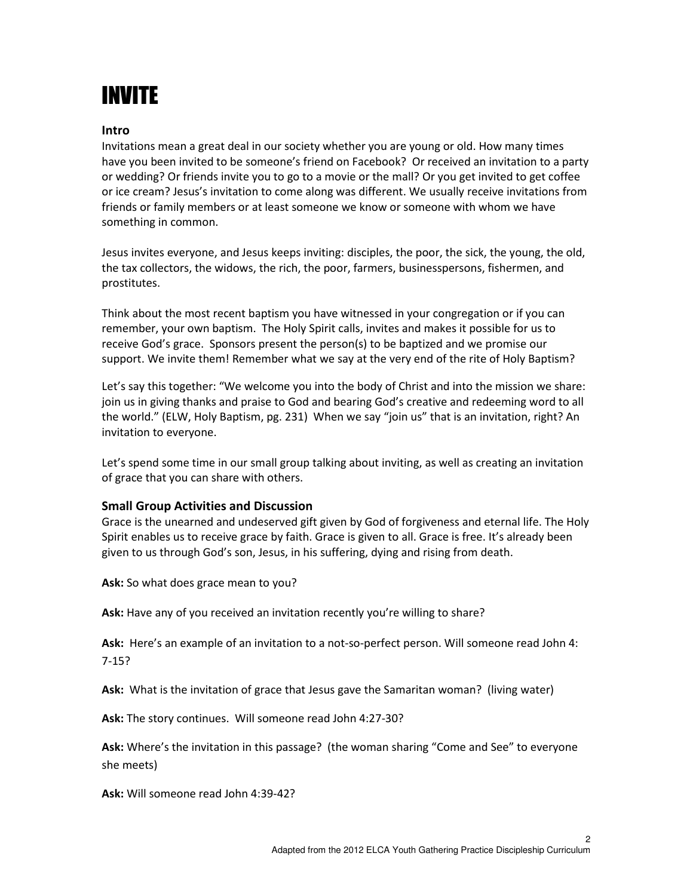# INVITE

### Intro

Invitations mean a great deal in our society whether you are young or old. How many times have you been invited to be someone's friend on Facebook? Or received an invitation to a party or wedding? Or friends invite you to go to a movie or the mall? Or you get invited to get coffee or ice cream? Jesus's invitation to come along was different. We usually receive invitations from friends or family members or at least someone we know or someone with whom we have something in common.

Jesus invites everyone, and Jesus keeps inviting: disciples, the poor, the sick, the young, the old, the tax collectors, the widows, the rich, the poor, farmers, businesspersons, fishermen, and prostitutes.

Think about the most recent baptism you have witnessed in your congregation or if you can remember, your own baptism. The Holy Spirit calls, invites and makes it possible for us to receive God's grace. Sponsors present the person(s) to be baptized and we promise our support. We invite them! Remember what we say at the very end of the rite of Holy Baptism?

Let's say this together: "We welcome you into the body of Christ and into the mission we share: join us in giving thanks and praise to God and bearing God's creative and redeeming word to all the world." (ELW, Holy Baptism, pg. 231) When we say "join us" that is an invitation, right? An invitation to everyone.

Let's spend some time in our small group talking about inviting, as well as creating an invitation of grace that you can share with others.

### Small Group Activities and Discussion

Grace is the unearned and undeserved gift given by God of forgiveness and eternal life. The Holy Spirit enables us to receive grace by faith. Grace is given to all. Grace is free. It's already been given to us through God's son, Jesus, in his suffering, dying and rising from death.

**Ask:** So what does grace mean to you?

**Ask:** Have any of you received an invitation recently you're willing to share?

**Ask:** Here's an example of an invitation to a not-so-perfect person. Will someone read John 4: 7-15?

**Ask:** What is the invitation of grace that Jesus gave the Samaritan woman? (living water)

**Ask:** The story continues. Will someone read John 4:27-30?

**Ask:** Where's the invitation in this passage? (the woman sharing "Come and See" to everyone she meets)

**Ask:** Will someone read John 4:39-42?

Adapted from the 2012 ELCA Youth Gathering Practice Discipleship Curriculum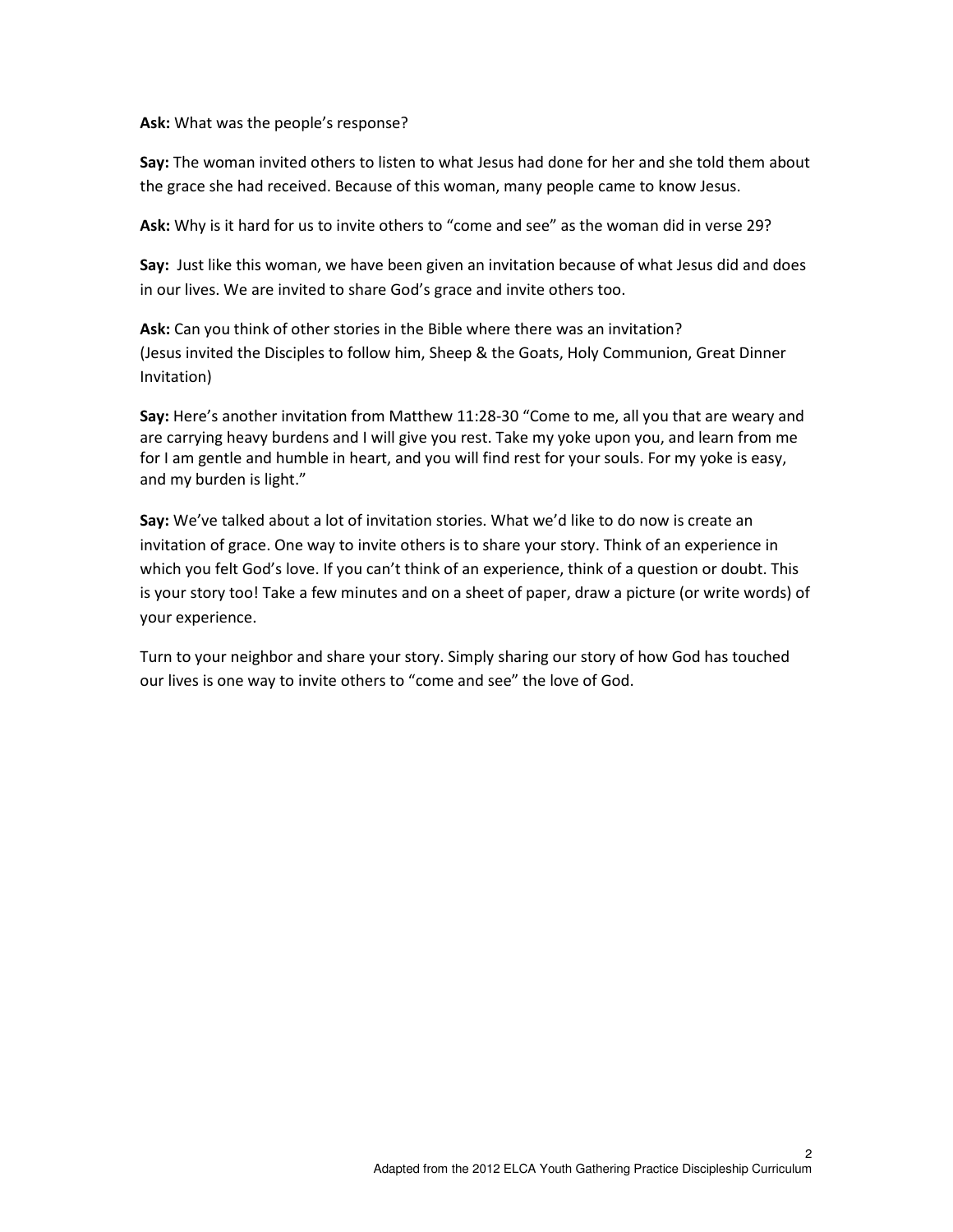**Ask:** What was the people's response?

**Say:** The woman invited others to listen to what Jesus had done for her and she told them about the grace she had received. Because of this woman, many people came to know Jesus.

**Ask:** Why is it hard for us to invite others to "come and see" as the woman did in verse 29?

**Say:** Just like this woman, we have been given an invitation because of what Jesus did and does in our lives. We are invited to share God's grace and invite others too.

**Ask:** Can you think of other stories in the Bible where there was an invitation?
(Jesus invited the Disciples to follow him, Sheep & the Goats, Holy Communion, Great Dinner Invitation)

**Say:** Here's another invitation from Matthew 11:28-30 "Come to me, all you that are weary and are carrying heavy burdens and I will give you rest. Take my yoke upon you, and learn from me for I am gentle and humble in heart, and you will find rest for your souls. For my yoke is easy, and my burden is light."

**Say:** We've talked about a lot of invitation stories. What we'd like to do now is create an invitation of grace. One way to invite others is to share your story. Think of an experience in which you felt God's love. If you can't think of an experience, think of a question or doubt. This is your story too! Take a few minutes and on a sheet of paper, draw a picture (or write words) of your experience.

Turn to your neighbor and share your story. Simply sharing our story of how God has touched our lives is one way to invite others to "come and see" the love of God.

Adapted from the 2012 ELCA Youth Gathering Practice Discipleship Curriculum